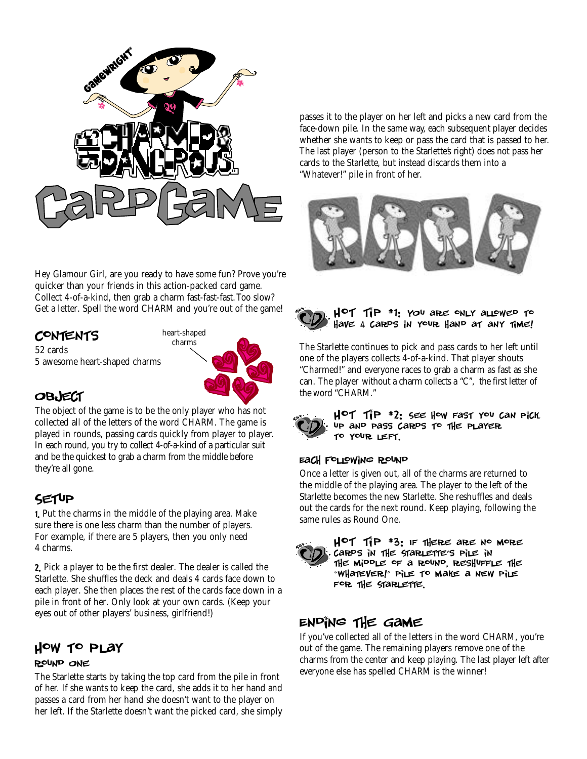# The Charmed & Dangerous Card Game

Hey Glamour Girl, are you ready to have some fun? Prove you're quicker than your friends in this action-packed card game. Collect 4-of-a-kind, then grab a charm fast-fast-fast. Too slow? Get a letter. Spell the word CHARM and you're out of the game!

## Contents

52 cards
5 awesome heart-shaped charms

heart-shaped charms

## Object

The object of the game is to be the only player who has not collected all of the letters of the word CHARM. The game is played in rounds, passing cards quickly from player to player. In each round, you try to collect 4-of-a-kind of a particular suit and be the quickest to grab a charm from the middle before they're all gone.

## Setup

**1.** Put the charms in the middle of the playing area. Make sure there is one less charm than the number of players. For example, if there are 5 players, then you only need 4 charms.

**2.** Pick a player to be the first dealer. The dealer is called the Starlette. She shuffles the deck and deals 4 cards face down to each player. She then places the rest of the cards face down in a pile in front of her. Only look at your own cards. (Keep your eyes out of other players' business, girlfriend!)

## How to Play

### Round One

The Starlette starts by taking the top card from the pile in front of her. If she wants to keep the card, she adds it to her hand and passes a card from her hand she doesn't want to the player on her left. If the Starlette doesn't want the picked card, she simply passes it to the player on her left and picks a new card from the face-down pile. In the same way, each subsequent player decides whether she wants to keep or pass the card that is passed to her. The last player (person to the Starlette's right) does not pass her cards to the Starlette, but instead discards them into a "Whatever!" pile in front of her.

**Hot Tip #1: You are only allowed to have 4 cards in your hand at any time!**

The Starlette continues to pick and pass cards to her left until one of the players collects 4-of-a-kind. That player shouts "Charmed!" and everyone races to grab a charm as fast as she can. The player without a charm collects a "C", the first letter of the word "CHARM."

**Hot Tip #2: See how fast you can pick up and pass cards to the player to your left.**

### Each Following Round

Once a letter is given out, all of the charms are returned to the middle of the playing area. The player to the left of the Starlette becomes the new Starlette. She reshuffles and deals out the cards for the next round. Keep playing, following the same rules as Round One.

**Hot Tip #3: If there are no more cards in the Starlette's pile in the middle of a round, reshuffle the "Whatever!" pile to make a new pile for the Starlette.**

## Ending the Game

If you've collected all of the letters in the word CHARM, you're out of the game. The remaining players remove one of the charms from the center and keep playing. The last player left after everyone else has spelled CHARM is the winner!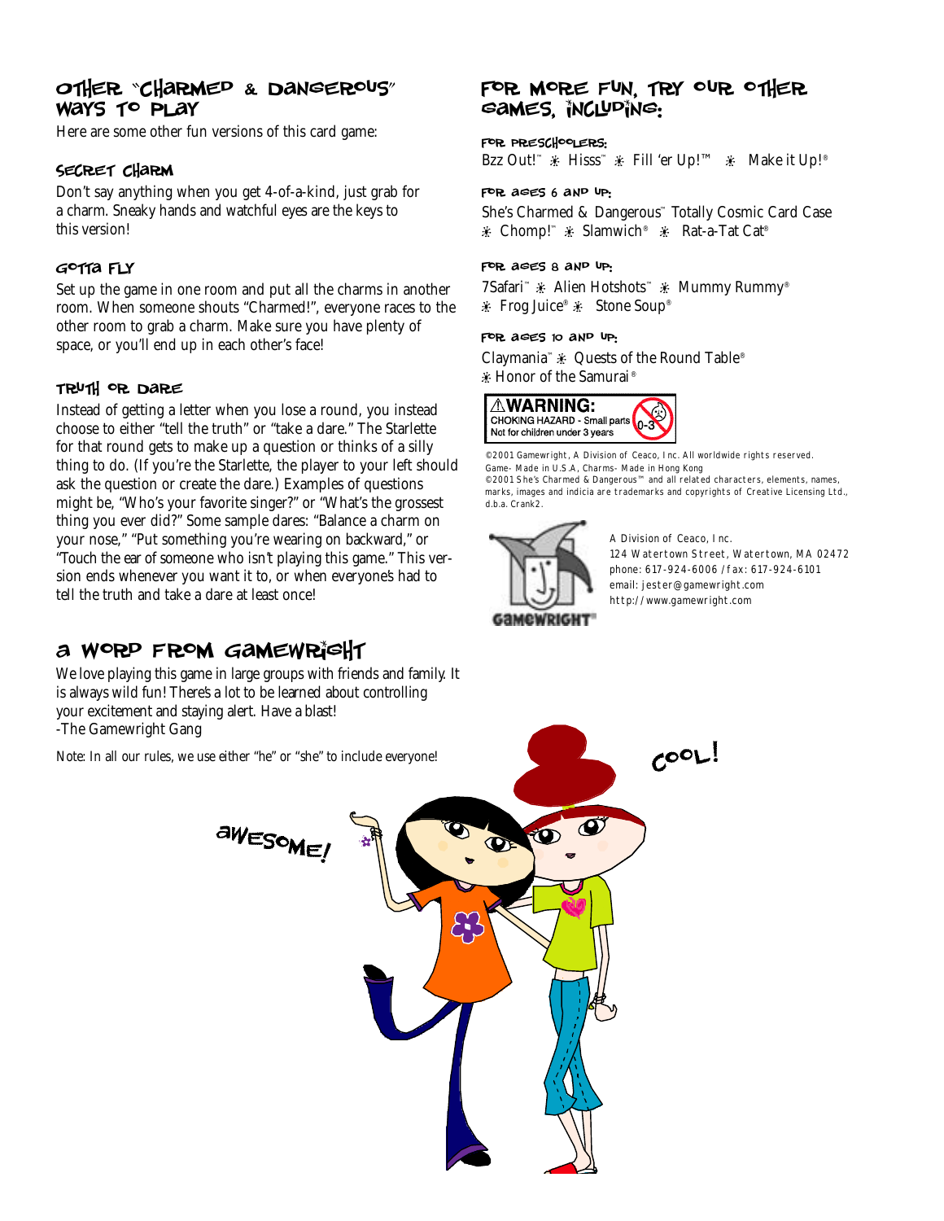## OTHER "CHARMED & DANGEROUS" WAYS TO PLAY

Here are some other fun versions of this card game:

### SECRET CHARM

Don't say anything when you get 4-of-a-kind, just grab for a charm. Sneaky hands and watchful eyes are the keys to this version!

### GOTTA FLY

Set up the game in one room and put all the charms in another room. When someone shouts "Charmed!", everyone races to the other room to grab a charm. Make sure you have plenty of space, or you'll end up in each other's face!

### TRUTH OR DARE

Instead of getting a letter when you lose a round, you instead choose to either "tell the truth" or "take a dare." The Starlette for that round gets to make up a question or thinks of a silly thing to do. (If you're the Starlette, the player to your left should ask the question or create the dare.) Examples of questions might be, "Who's your favorite singer?" or "What's the grossest thing you ever did?" Some sample dares: "Balance a charm on your nose," "Put something you're wearing on backward," or "Touch the ear of someone who isn't playing this game." This version ends whenever you want it to, or when everyone's had to tell the truth and take a dare at least once!

## A WORD FROM GAMEWRIGHT

We love playing this game in large groups with friends and family. It is always wild fun! There's a lot to be learned about controlling your excitement and staying alert. Have a blast!
-The Gamewright Gang

Note: In all our rules, we use either "he" or "she" to include everyone!

## FOR MORE FUN, TRY OUR OTHER GAMES, INCLUDING:

### FOR PRESCHOOLERS:

Bzz Out!™ ☀ Hisss™ ☀ Fill 'er Up!™ ☀ Make it Up!®

### FOR AGES 6 AND UP:

She's Charmed & Dangerous™ Totally Cosmic Card Case ☀ Chomp!™ ☀ Slamwich® ☀ Rat-a-Tat Cat®

### FOR AGES 8 AND UP:

7Safari™ ☀ Alien Hotshots™ ☀ Mummy Rummy® ☀ Frog Juice® ☀ Stone Soup®

### FOR AGES 10 AND UP:

Claymania™ ☀ Quests of the Round Table® ☀ Honor of the Samurai®

⚠WARNING:
CHOKING HAZARD - Small parts
Not for children under 3 years
0-3

©2001 Gamewright, A Division of Ceaco, Inc. All worldwide rights reserved.
Game- Made in U.S.A, Charms- Made in Hong Kong
©2001 She's Charmed & Dangerous™ and all related characters, elements, names, marks, images and indicia are trademarks and copyrights of Creative Licensing Ltd., d.b.a. Crank2.

GAMEWRIGHT™

A Division of Ceaco, Inc.
124 Watertown Street, Watertown, MA 02472
phone: 617-924-6006 / fax: 617-924-6101
email: jester@gamewright.com
http://www.gamewright.com